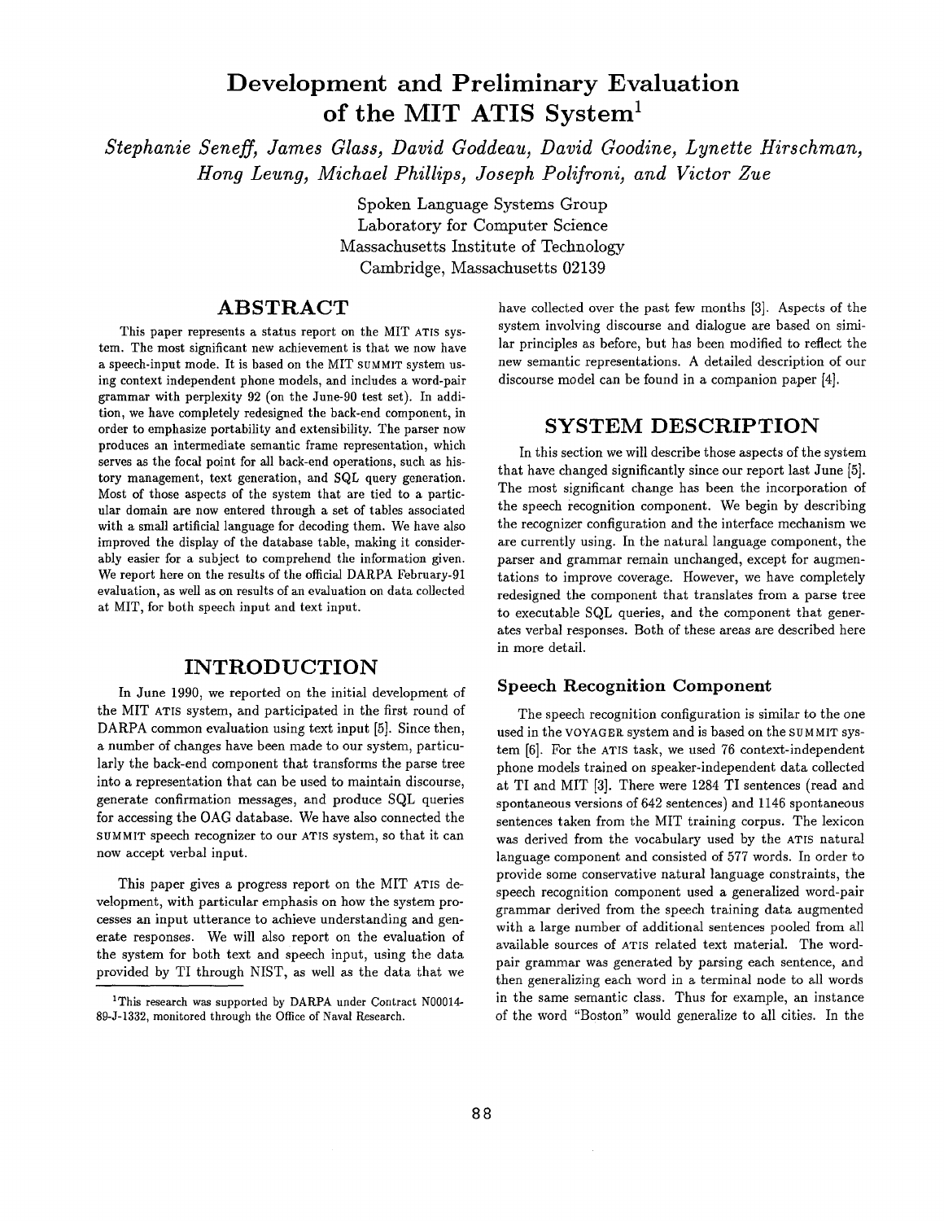# Development and Preliminary Evaluation of the MIT ATIS System[1]

*Stephanie Seneff, James Glass, David Goddeau, David Goodine, Lynette Hirschman, Hong Leung, Michael Phillips, Joseph Polifroni, and Victor Zue*

Spoken Language Systems Group
Laboratory for Computer Science
Massachusetts Institute of Technology
Cambridge, Massachusetts 02139

## ABSTRACT

This paper represents a status report on the MIT ATIS system. The most significant achievement is that we now have a speech-input mode. It is based on the MIT SUMMIT system using context independent phone models, and includes a word-pair grammar with perplexity 92 (on the June-90 test set). In addition, we have completely redesigned the back-end component, in order to emphasize portability and extensibility. The parser now produces an intermediate semantic frame representation, which serves as the focal point for all back-end operations, such as history management, text generation, and SQL query generation. Most of those aspects of the system that are tied to a particular domain are now entered through a set of tables associated with a small artificial language for decoding them. We have also improved the display of the database table, making it considerably easier for a subject to comprehend the information given. We report here on the results of the official DARPA February-91 evaluation, as well as on results of an evaluation on data collected at MIT, for both speech input and text input.

## INTRODUCTION

In June 1990, we reported on the initial development of the MIT ATIS system, and participated in the first round of DARPA common evaluation using text input [5]. Since then, a number of changes have been made to our system, particularly the back-end component that transforms the parse tree into a representation that can be used to maintain discourse, generate confirmation messages, and produce SQL queries for accessing the OAG database. We have also connected the SUMMIT speech recognizer to our ATIS system, so that it can now accept verbal input.

This paper gives a progress report on the MIT ATIS development, with particular emphasis on how the system processes an input utterance to achieve understanding and generate responses. We will also report on the evaluation of the system for both text and speech input, using the data provided by TI through NIST, as well as the data that we have collected over the past few months [3]. Aspects of the system involving discourse and dialogue are based on similar principles as before, but has been modified to reflect the new semantic representations. A detailed description of our discourse model can be found in a companion paper [4].

[1]This research was supported by DARPA under Contract N00014-89-J-1332, monitored through the Office of Naval Research.

## SYSTEM DESCRIPTION

In this section we will describe those aspects of the system that have changed significantly since our report last June [5]. The most significant change has been the incorporation of the speech recognition component. We begin by describing the recognizer configuration and the interface mechanism we are currently using. In the natural language component, the parser and grammar remain unchanged, except for augmentations to improve coverage. However, we have completely redesigned the component that translates from a parse tree to executable SQL queries, and the component that generates verbal responses. Both of these areas are described here in more detail.

### Speech Recognition Component

The speech recognition configuration is similar to the one used in the VOYAGER system and is based on the SUMMIT system [6]. For the ATIS task, we used 76 context-independent phone models trained on speaker-independent data collected at TI and MIT [3]. There were 1284 TI sentences (read and spontaneous versions of 642 sentences) and 1146 spontaneous sentences taken from the MIT training corpus. The lexicon was derived from the vocabulary used by the ATIS natural language component and consisted of 577 words. In order to provide some conservative natural language constraints, the speech recognition component used a generalized word-pair grammar derived from the speech training data augmented with a large number of additional sentences pooled from all available sources of ATIS related text material. The word-pair grammar was generated by parsing each sentence, and then generalizing each word in a terminal node to all words in the same semantic class. Thus for example, an instance of the word "Boston" would generalize to all cities. In the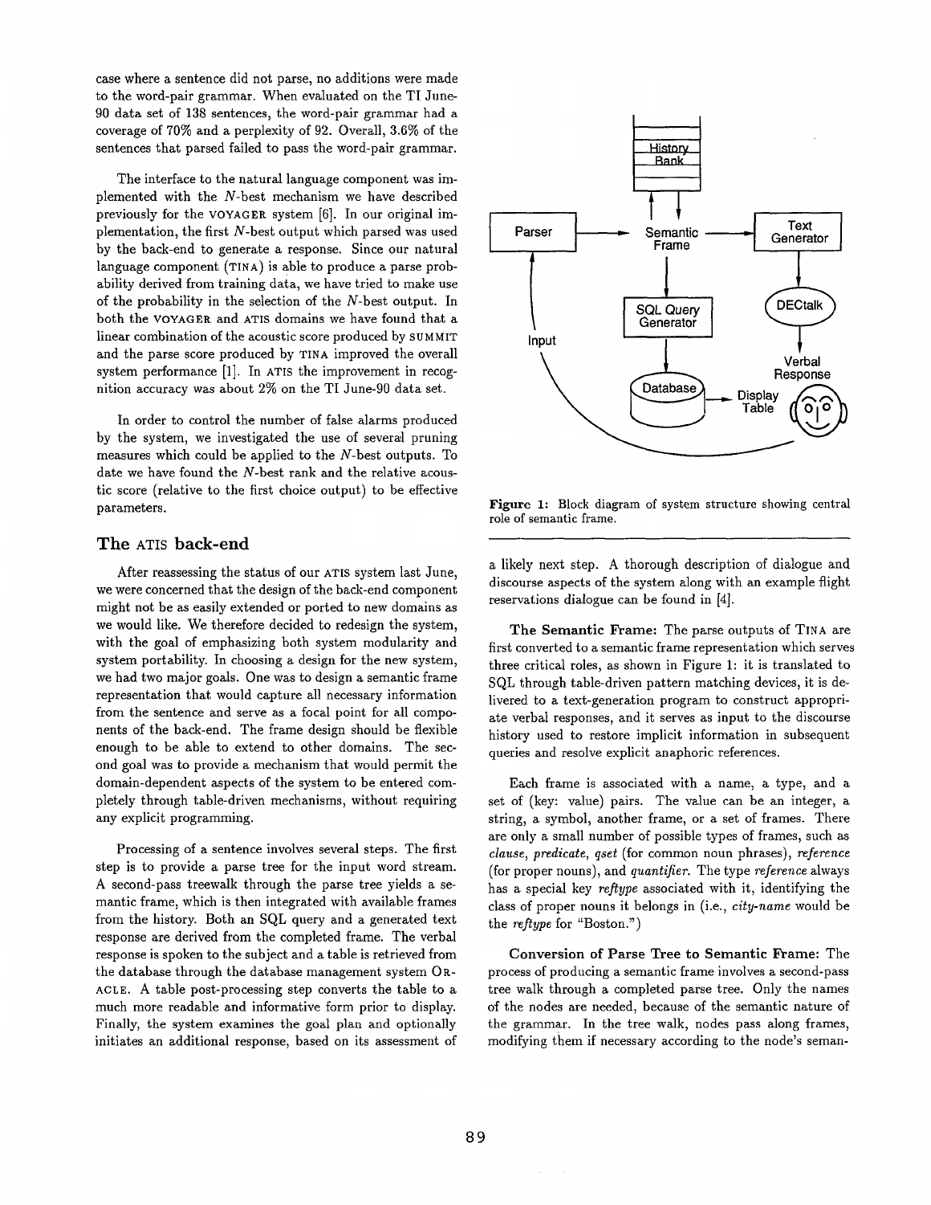case where a sentence did not parse, no additions were made to the word-pair grammar. When evaluated on the TI June-90 data set of 138 sentences, the word-pair grammar had a coverage of 70% and a perplexity of 92. Overall, 3.6% of the sentences that parsed failed to pass the word-pair grammar.

The interface to the natural language component was implemented with the $N$-best mechanism we have described previously for the VOYAGER system [6]. In our original implementation, the first $N$-best output which parsed was used by the back-end to generate a response. Since our natural language component (TINA) is able to produce a parse probability derived from training data, we have tried to make use of the probability in the selection of the $N$-best output. In both the VOYAGER and ATIS domains we have found that a linear combination of the acoustic score produced by SUMMIT and the parse score produced by TINA improved the overall system performance [1]. In ATIS the improvement in recognition accuracy was about 2% on the TI June-90 data set.

In order to control the number of false alarms produced by the system, we investigated the use of several pruning measures which could be applied to the $N$-best outputs. To date we have found the $N$-best rank and the relative acoustic score (relative to the first choice output) to be effective parameters.

## The ATIS back-end

After reassessing the status of our ATIS system last June, we were concerned that the design of the back-end component might not be as easily extended or ported to new domains as we would like. We therefore decided to redesign the system, with the goal of emphasizing both system modularity and system portability. In choosing a design for the new system, we had two major goals. One was to design a semantic frame representation that would capture all necessary information from the sentence and serve as a focal point for all components of the back-end. The frame design should be flexible enough to be able to extend to other domains. The second goal was to provide a mechanism that would permit the domain-dependent aspects of the system to be entered completely through table-driven mechanisms, without requiring any explicit programming.

Processing of a sentence involves several steps. The first step is to provide a parse tree for the input word stream. A second-pass treewalk through the parse tree yields a semantic frame, which is then integrated with available frames from the history. Both an SQL query and a generated text response are derived from the completed frame. The verbal response is spoken to the subject and a table is retrieved from the database through the database management system ORACLE. A table post-processing step converts the table to a much more readable and informative form prior to display. Finally, the system examines the goal plan and optionally initiates an additional response, based on its assessment of a likely next step. A thorough description of dialogue and discourse aspects of the system along with an example flight reservations dialogue can be found in [4].

Figure 1: Block diagram of system structure showing central role of semantic frame.

**The Semantic Frame:** The parse outputs of TINA are first converted to a semantic frame representation which serves three critical roles, as shown in Figure 1: it is translated to SQL through table-driven pattern matching devices, it is delivered to a text-generation program to construct appropriate verbal responses, and it serves as input to the discourse history used to restore implicit information in subsequent queries and resolve explicit anaphoric references.

Each frame is associated with a name, a type, and a set of (key: value) pairs. The value can be an integer, a string, a symbol, another frame, or a set of frames. There are only a small number of possible types of frames, such as *clause*, *predicate*, *qset* (for common noun phrases), *reference* (for proper nouns), and *quantifier*. The type *reference* always has a special key *reftype* associated with it, identifying the class of proper nouns it belongs in (i.e., *city-name* would be the *reftype* for "Boston.")

**Conversion of Parse Tree to Semantic Frame:** The process of producing a semantic frame involves a second-pass tree walk through a completed parse tree. Only the names of the nodes are needed, because of the semantic nature of the grammar. In the tree walk, nodes pass along frames, modifying them if necessary according to the node's seman-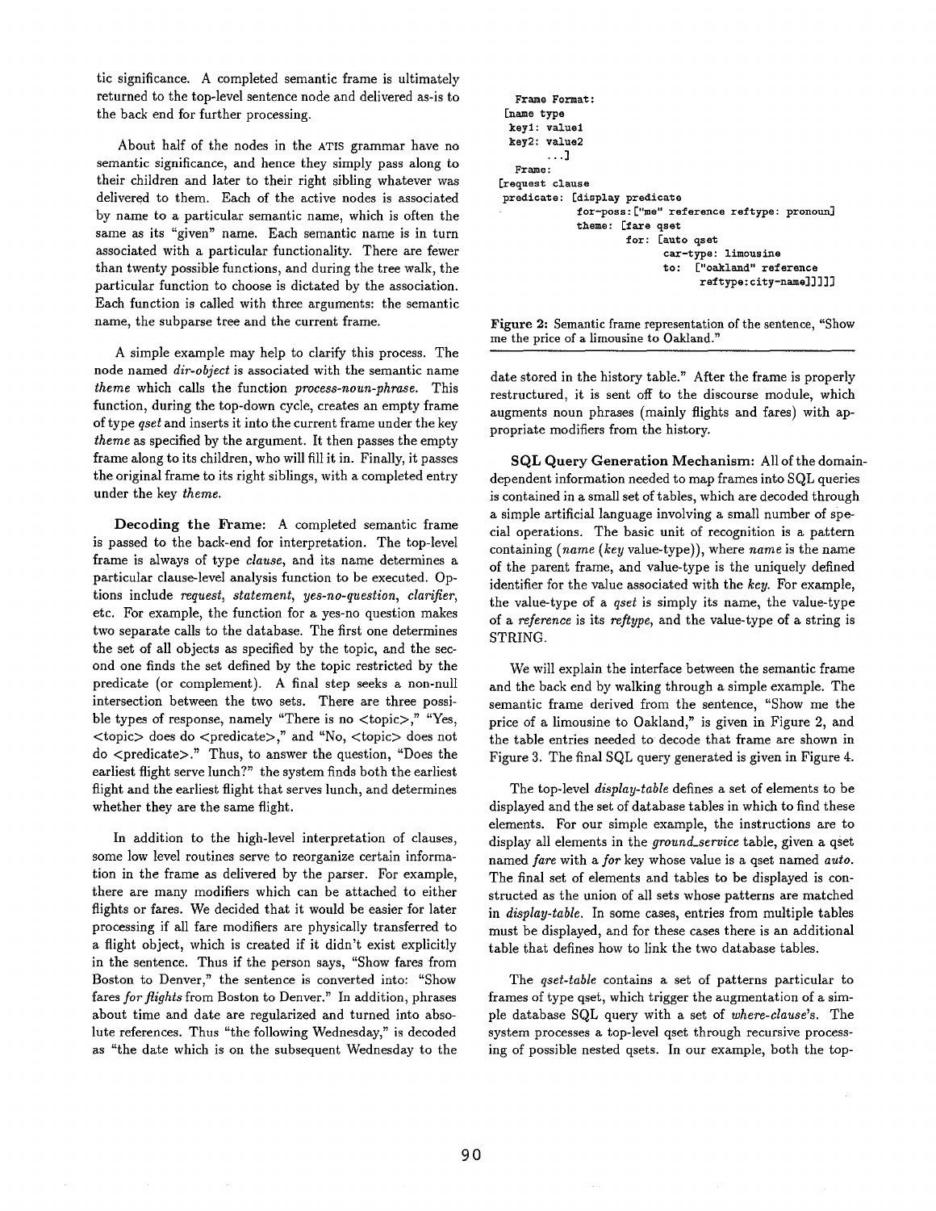tic significance. A completed semantic frame is ultimately returned to the top-level sentence node and delivered as-is to the back end for further processing.

About half of the nodes in the ATIS grammar have no semantic significance, and hence they simply pass along to their children and later to their right sibling whatever was delivered to them. Each of the active nodes is associated by name to a particular semantic name, which is often the same as its "given" name. Each semantic name is in turn associated with a particular functionality. There are fewer than twenty possible functions, and during the tree walk, the particular function to choose is dictated by the association. Each function is called with three arguments: the semantic name, the subparse tree and the current frame.

A simple example may help to clarify this process. The node named *dir-object* is associated with the semantic name *theme* which calls the function *process-noun-phrase*. This function, during the top-down cycle, creates an empty frame of type *qset* and inserts it into the current frame under the key *theme* as specified by the argument. It then passes the empty frame along to its children, who will fill it in. Finally, it passes the original frame to its right siblings, with a completed entry under the key *theme*.

**Decoding the Frame:** A completed semantic frame is passed to the back-end for interpretation. The top-level frame is always of type *clause*, and its name determines a particular clause-level analysis function to be executed. Options include *request*, *statement*, *yes-no-question*, *clarifier*, etc. For example, the function for a yes-no question makes two separate calls to the database. The first one determines the set of all objects as specified by the topic, and the second one finds the set defined by the topic restricted by the predicate (or complement). A final step seeks a non-null intersection between the two sets. There are three possible types of response, namely "There is no <topic>," "Yes, <topic> does do <predicate>," and "No, <topic> does not do <predicate>." Thus, to answer the question, "Does the earliest flight serve lunch?" the system finds both the earliest flight and the earliest flight that serves lunch, and determines whether they are the same flight.

In addition to the high-level interpretation of clauses, some low level routines serve to reorganize certain information in the frame as delivered by the parser. For example, there are many modifiers which can be attached to either flights or fares. We decided that it would be easier for later processing if all fare modifiers are physically transferred to a flight object, which is created if it didn't exist explicitly in the sentence. Thus if the person says, "Show fares from Boston to Denver," the sentence is converted into: "Show fares *for flights* from Boston to Denver." In addition, phrases about time and date are regularized and turned into absolute references. Thus "the following Wednesday," is decoded as "the date which is on the subsequent Wednesday to the date stored in the history table." After the frame is properly restructured, it is sent off to the discourse module, which augments noun phrases (mainly flights and fares) with appropriate modifiers from the history.

```
Frame Format:
[name type
 key1: value1
 key2: value2
       ...]
Frame:
[request clause
 predicate: [display predicate
             for-poss:["me" reference reftype: pronoun]
             theme: [fare qset
                     for: [auto qset
                           car-type: limousine
                           to:  ["oakland" reference
                                 reftype:city-name]]]]]
```

**Figure 2:** Semantic frame representation of the sentence, "Show me the price of a limousine to Oakland."

**SQL Query Generation Mechanism:** All of the domain-dependent information needed to map frames into SQL queries is contained in a small set of tables, which are decoded through a simple artificial language involving a small number of special operations. The basic unit of recognition is a pattern containing (*name* (*key* value-type)), where *name* is the name of the parent frame, and value-type is the uniquely defined identifier for the value associated with the *key*. For example, the value-type of a *qset* is simply its name, the value-type of a *reference* is its *reftype*, and the value-type of a string is STRING.

We will explain the interface between the semantic frame and the back end by walking through a simple example. The semantic frame derived from the sentence, "Show me the price of a limousine to Oakland," is given in Figure 2, and the table entries needed to decode that frame are shown in Figure 3. The final SQL query generated is given in Figure 4.

The top-level *display-table* defines a set of elements to be displayed and the set of database tables in which to find these elements. For our simple example, the instructions are to display all elements in the *ground_service* table, given a qset named *fare* with a *for* key whose value is a qset named *auto*. The final set of elements and tables to be displayed is constructed as the union of all sets whose patterns are matched in *display-table*. In some cases, entries from multiple tables must be displayed, and for these cases there is an additional table that defines how to link the two database tables.

The *qset-table* contains a set of patterns particular to frames of type qset, which trigger the augmentation of a simple database SQL query with a set of *where-clause*'s. The system processes a top-level qset through recursive processing of possible nested qsets. In our example, both the top-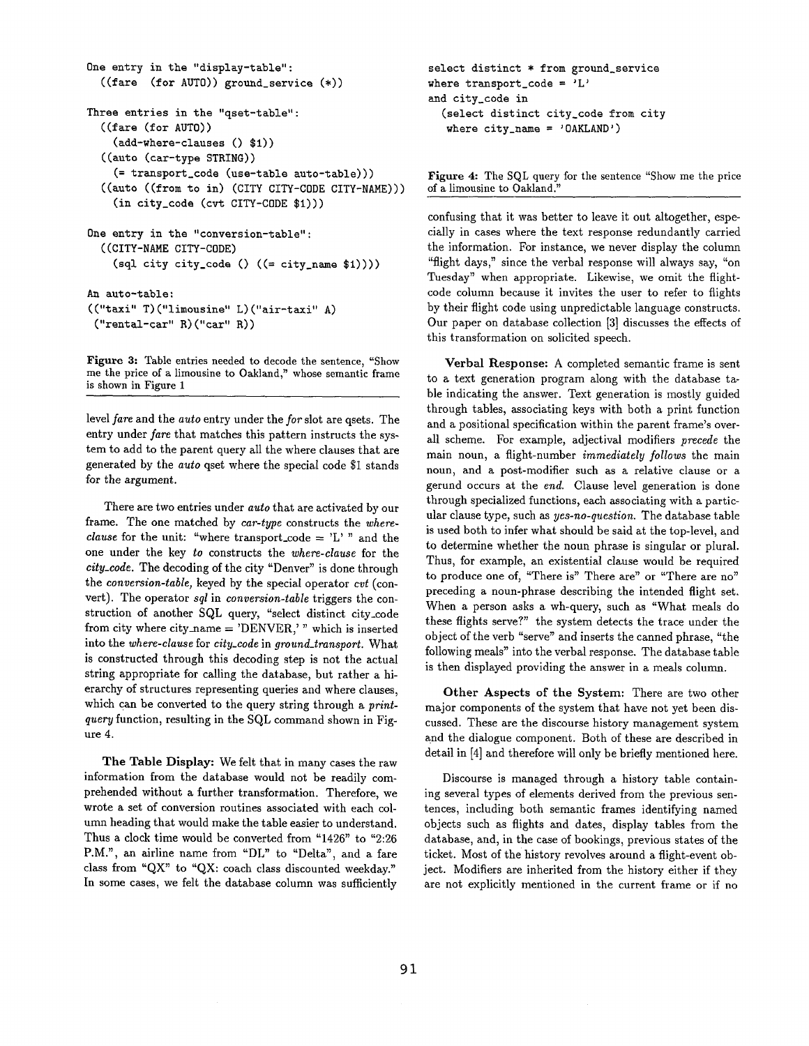```
One entry in the "display-table":
  ((fare  (for AUTO)) ground_service (*))

Three entries in the "qset-table":
  ((fare (for AUTO))
     (add-where-clauses () $1))
  ((auto (car-type STRING))
     (= transport_code (use-table auto-table)))
  ((auto ((from to in) (CITY CITY-CODE CITY-NAME)))
     (in city_code (cvt CITY-CODE $1)))

One entry in the "conversion-table":
  ((CITY-NAME CITY-CODE)
     (sql city city_code () ((= city_name $1))))

An auto-table:
(("taxi" T)("limousine" L)("air-taxi" A)
 ("rental-car" R)("car" R))
```

**Figure 3:** Table entries needed to decode the sentence, "Show me the price of a limousine to Oakland," whose semantic frame is shown in Figure 1

level *fare* and the *auto* entry under the *for* slot are qsets. The entry under *fare* that matches this pattern instructs the system to add to the parent query all the where clauses that are generated by the *auto* qset where the special code $1 stands for the argument.

There are two entries under *auto* that are activated by our frame. The one matched by *car-type* constructs the *where-clause* for the unit: "where transport_code = 'L' " and the one under the key *to* constructs the *where-clause* for the *city_code*. The decoding of the city "Denver" is done through the *conversion-table,* keyed by the special operator *cvt* (convert). The operator *sql* in *conversion-table* triggers the construction of another SQL query, "select distinct city_code from city where city_name = 'DENVER,' " which is inserted into the *where-clause* for *city_code* in *ground_transport*. What is constructed through this decoding step is not the actual string appropriate for calling the database, but rather a hierarchy of structures representing queries and where clauses, which can be converted to the query string through a *print-query* function, resulting in the SQL command shown in Figure 4.

**The Table Display:** We felt that in many cases the raw information from the database would not be readily comprehended without a further transformation. Therefore, we wrote a set of conversion routines associated with each column heading that would make the table easier to understand. Thus a clock time would be converted from "1426" to "2:26 P.M.", an airline name from "DL" to "Delta", and a fare class from "QX" to "QX: coach class discounted weekday." In some cases, we felt the database column was sufficiently

```
select distinct * from ground_service
where transport_code = 'L'
and city_code in
  (select distinct city_code from city
   where city_name = 'OAKLAND')
```

**Figure 4:** The SQL query for the sentence "Show me the price of a limousine to Oakland."

confusing that it was better to leave it out altogether, especially in cases where the text response redundantly carried the information. For instance, we never display the column "flight days," since the verbal response will always say, "on Tuesday" when appropriate. Likewise, we omit the flight-code column because it invites the user to refer to flights by their flight code using unpredictable language constructs. Our paper on database collection [3] discusses the effects of this transformation on solicited speech.

**Verbal Response:** A completed semantic frame is sent to a text generation program along with the database table indicating the answer. Text generation is mostly guided through tables, associating keys with both a print function and a positional specification within the parent frame's overall scheme. For example, adjectival modifiers *precede* the main noun, a flight-number *immediately follows* the main noun, and a post-modifier such as a relative clause or a gerund occurs at the *end*. Clause level generation is done through specialized functions, each associating with a particular clause type, such as *yes-no-question*. The database table is used both to infer what should be said at the top-level, and to determine whether the noun phrase is singular or plural. Thus, for example, an existential clause would be required to produce one of, "There is" There are" or "There are no" preceding a noun-phrase describing the intended flight set. When a person asks a wh-query, such as "What meals do these flights serve?" the system detects the trace under the object of the verb "serve" and inserts the canned phrase, "the following meals" into the verbal response. The database table is then displayed providing the answer in a meals column.

**Other Aspects of the System:** There are two other major components of the system that have not yet been discussed. These are the discourse history management system and the dialogue component. Both of these are described in detail in [4] and therefore will only be briefly mentioned here.

Discourse is managed through a history table containing several types of elements derived from the previous sentences, including both semantic frames identifying named objects such as flights and dates, display tables from the database, and, in the case of bookings, previous states of the ticket. Most of the history revolves around a flight-event object. Modifiers are inherited from the history either if they are not explicitly mentioned in the current frame or if no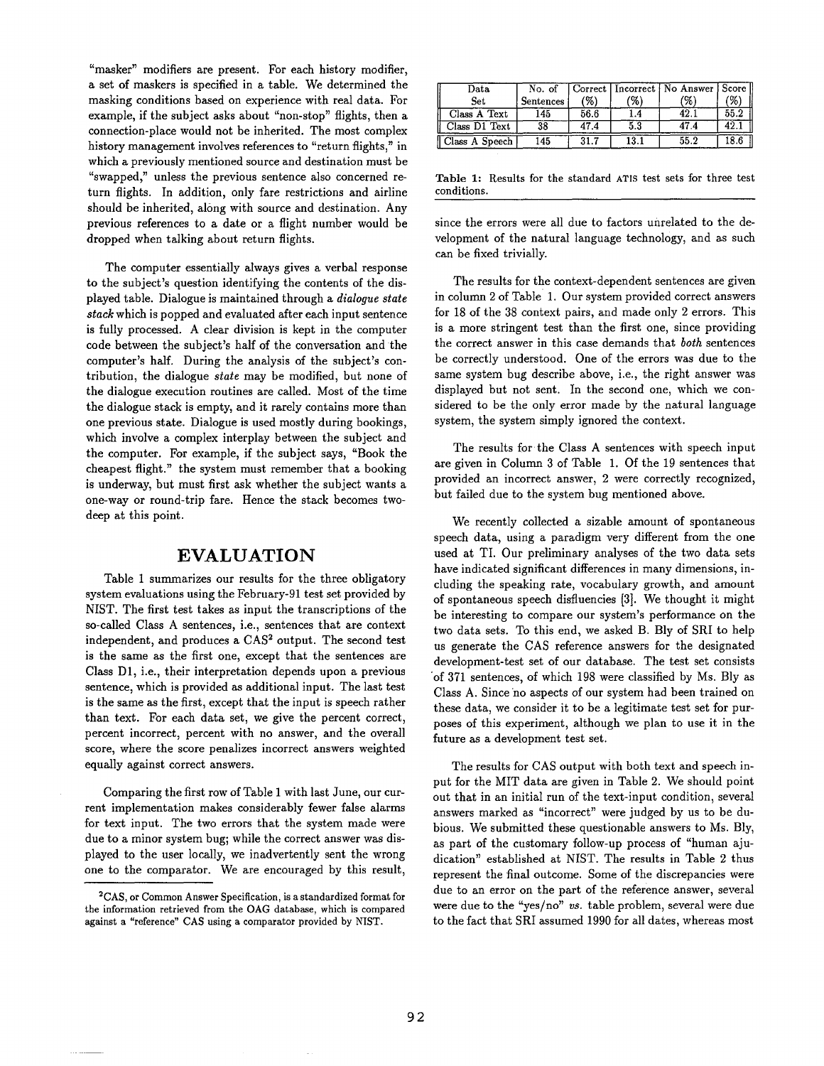"masker" modifiers are present. For each history modifier, a set of maskers is specified in a table. We determined the masking conditions based on experience with real data. For example, if the subject asks about "non-stop" flights, then a connection-place would not be inherited. The most complex history management involves references to "return flights," in which a previously mentioned source and destination must be "swapped," unless the previous sentence also concerned return flights. In addition, only fare restrictions and airline should be inherited, along with source and destination. Any previous references to a date or a flight number would be dropped when talking about return flights.

The computer essentially always gives a verbal response to the subject's question identifying the contents of the displayed table. Dialogue is maintained through a *dialogue state stack* which is popped and evaluated after each input sentence is fully processed. A clear division is kept in the computer code between the subject's half of the conversation and the computer's half. During the analysis of the subject's contribution, the dialogue *state* may be modified, but none of the dialogue execution routines are called. Most of the time the dialogue stack is empty, and it rarely contains more than one previous state. Dialogue is used mostly during bookings, which involve a complex interplay between the subject and the computer. For example, if the subject says, "Book the cheapest flight." the system must remember that a booking is underway, but must first ask whether the subject wants a one-way or round-trip fare. Hence the stack becomes two-deep at this point.

## EVALUATION

Table 1 summarizes our results for the three obligatory system evaluations using the February-91 test set provided by NIST. The first test takes as input the transcriptions of the so-called Class A sentences, i.e., sentences that are context independent, and produces a CAS[2] output. The second test is the same as the first one, except that the sentences are Class D1, i.e., their interpretation depends upon a previous sentence, which is provided as additional input. The last test is the same as the first, except that the input is speech rather than text. For each data set, we give the percent correct, percent incorrect, percent with no answer, and the overall score, where the score penalizes incorrect answers weighted equally against correct answers.

Comparing the first row of Table 1 with last June, our current implementation makes considerably fewer false alarms for text input. The two errors that the system made were due to a minor system bug; while the correct answer was displayed to the user locally, we inadvertently sent the wrong one to the comparator. We are encouraged by this result, since the errors were all due to factors unrelated to the development of the natural language technology, and as such can be fixed trivially.

[2] CAS, or Common Answer Specification, is a standardized format for the information retrieved from the OAG database, which is compared against a "reference" CAS using a comparator provided by NIST.

| Data Set | No. of Sentences | Correct (%) | Incorrect (%) | No Answer (%) | Score (%) |
|---|---|---|---|---|---|
| Class A Text | 145 | 56.6 | 1.4 | 42.1 | 55.2 |
| Class D1 Text | 38 | 47.4 | 5.3 | 47.4 | 42.1 |
| Class A Speech | 145 | 31.7 | 13.1 | 55.2 | 18.6 |

**Table 1:** Results for the standard ATIS test sets for three test conditions.

The results for the context-dependent sentences are given in column 2 of Table 1. Our system provided correct answers for 18 of the 38 context pairs, and made only 2 errors. This is a more stringent test than the first one, since providing the correct answer in this case demands that *both* sentences be correctly understood. One of the errors was due to the same system bug describe above, i.e., the right answer was displayed but not sent. In the second one, which we considered to be the only error made by the natural language system, the system simply ignored the context.

The results for the Class A sentences with speech input are given in Column 3 of Table 1. Of the 19 sentences that provided an incorrect answer, 2 were correctly recognized, but failed due to the system bug mentioned above.

We recently collected a sizable amount of spontaneous speech data, using a paradigm very different from the one used at TI. Our preliminary analyses of the two data sets have indicated significant differences in many dimensions, including the speaking rate, vocabulary growth, and amount of spontaneous speech disfluencies [3]. We thought it might be interesting to compare our system's performance on the two data sets. To this end, we asked B. Bly of SRI to help us generate the CAS reference answers for the designated development-test set of our database. The test set consists of 371 sentences, of which 198 were classified by Ms. Bly as Class A. Since no aspects of our system had been trained on these data, we consider it to be a legitimate test set for purposes of this experiment, although we plan to use it in the future as a development test set.

The results for CAS output with both text and speech input for the MIT data are given in Table 2. We should point out that in an initial run of the text-input condition, several answers marked as "incorrect" were judged by us to be dubious. We submitted these questionable answers to Ms. Bly, as part of the customary follow-up process of "human ajudication" established at NIST. The results in Table 2 thus represent the final outcome. Some of the discrepancies were due to an error on the part of the reference answer, several were due to the "yes/no" *vs.* table problem, several were due to the fact that SRI assumed 1990 for all dates, whereas most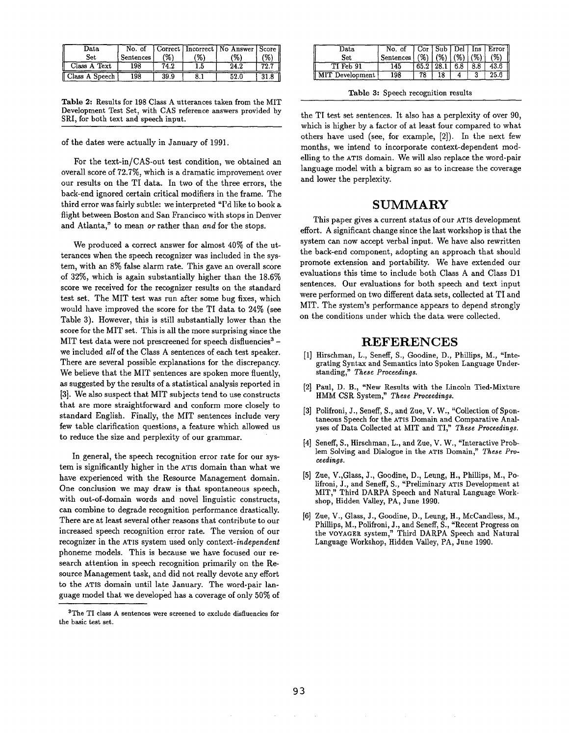| Data Set | No. of Sentences | Correct (%) | Incorrect (%) | No Answer (%) | Score (%) |
|---|---|---|---|---|---|
| Class A Text | 198 | 74.2 | 1.5 | 24.2 | 72.7 |
| Class A Speech | 198 | 39.9 | 8.1 | 52.0 | 31.8 |

**Table 2:** Results for 198 Class A utterances taken from the MIT Development Test Set, with CAS reference answers provided by SRI, for both text and speech input.

of the dates were actually in January of 1991.

For the text-in/CAS-out test condition, we obtained an overall score of 72.7%, which is a dramatic improvement over our results on the TI data. In two of the three errors, the back-end ignored certain critical modifiers in the frame. The third error was fairly subtle: we interpreted "I'd like to book a flight between Boston and San Francisco with stops in Denver and Atlanta," to mean *or* rather than *and* for the stops.

We produced a correct answer for almost 40% of the utterances when the speech recognizer was included in the system, with an 8% false alarm rate. This gave an overall score of 32%, which is again substantially higher than the 18.6% score we received for the recognizer results on the standard test set. The MIT test was run after some bug fixes, which would have improved the score for the TI data to 24% (see Table 3). However, this is still substantially lower than the score for the MIT set. This is all the more surprising since the MIT test data were not prescreened for speech disfluencies[3] – we included *all* of the Class A sentences of each test speaker. There are several possible explanations for the discrepancy. We believe that the MIT sentences are spoken more fluently, as suggested by the results of a statistical analysis reported in [3]. We also suspect that MIT subjects tend to use constructs that are more straightforward and conform more closely to standard English. Finally, the MIT sentences include very few table clarification questions, a feature which allowed us to reduce the size and perplexity of our grammar.

In general, the speech recognition error rate for our system is significantly higher in the ATIS domain than what we have experienced with the Resource Management domain. One conclusion we may draw is that spontaneous speech, with out-of-domain words and novel linguistic constructs, can combine to degrade recognition performance drastically. There are at least several other reasons that contribute to our increased speech recognition error rate. The version of our recognizer in the ATIS system used only context-*independent* phoneme models. This is because we have focused our research attention in speech recognition primarily on the Resource Management task, and did not really devote any effort to the ATIS domain until late January. The word-pair language model that we developed has a coverage of only 50% of

[3]The TI class A sentences were screened to exclude disfluencies for the basic test set.

| Data Set | No. of Sentences | Cor (%) | Sub (%) | Del (%) | Ins (%) | Error (%) |
|---|---|---|---|---|---|---|
| TI Feb 91 | 145 | 65.2 | 28.1 | 6.8 | 8.8 | 43.6 |
| MIT Development | 198 | 78 | 18 | 4 | 3 | 25.6 |

**Table 3:** Speech recognition results

the TI test set sentences. It also has a perplexity of over 90, which is higher by a factor of at least four compared to what others have used (see, for example, [2]). In the next few months, we intend to incorporate context-dependent modelling to the ATIS domain. We will also replace the word-pair language model with a bigram so as to increase the coverage and lower the perplexity.

## SUMMARY

This paper gives a current status of our ATIS development effort. A significant change since the last workshop is that the system can now accept verbal input. We have also rewritten the back-end component, adopting an approach that should promote extension and portability. We have extended our evaluations this time to include both Class A and Class D1 sentences. Our evaluations for both speech and text input were performed on two different data sets, collected at TI and MIT. The system's performance appears to depend strongly on the conditions under which the data were collected.

## REFERENCES

[1] Hirschman, L., Seneff, S., Goodine, D., Phillips, M., "Integrating Syntax and Semantics into Spoken Language Understanding," *These Proceedings.*

[2] Paul, D. B., "New Results with the Lincoln Tied-Mixture HMM CSR System," *These Proceedings.*

[3] Polifroni, J., Seneff, S., and Zue, V. W., "Collection of Spontaneous Speech for the ATIS Domain and Comparative Analyses of Data Collected at MIT and TI," *These Proceedings.*

[4] Seneff, S., Hirschman, L., and Zue, V. W., "Interactive Problem Solving and Dialogue in the ATIS Domain," *These Proceedings.*

[5] Zue, V.,Glass, J., Goodine, D., Leung, H., Phillips, M., Polifroni, J., and Seneff, S., "Preliminary ATIS Development at MIT," Third DARPA Speech and Natural Language Workshop, Hidden Valley, PA, June 1990.

[6] Zue, V., Glass, J., Goodine, D., Leung, H., McCandless, M., Phillips, M., Polifroni, J., and Seneff, S., "Recent Progress on the VOYAGER system," Third DARPA Speech and Natural Language Workshop, Hidden Valley, PA, June 1990.